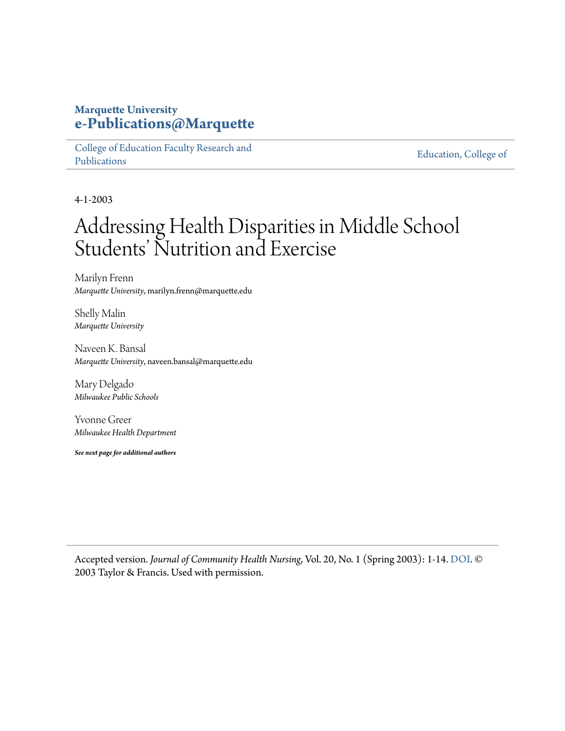**Marquette University**
**e-Publications@Marquette**

College of Education Faculty Research and Publications | Education, College of

4-1-2003

# Addressing Health Disparities in Middle School Students' Nutrition and Exercise

Marilyn Frenn
*Marquette University*, marilyn.frenn@marquette.edu

Shelly Malin
*Marquette University*

Naveen K. Bansal
*Marquette University*, naveen.bansal@marquette.edu

Mary Delgado
*Milwaukee Public Schools*

Yvonne Greer
*Milwaukee Health Department*

***See next page for additional authors***

Accepted version. *Journal of Community Health Nursing*, Vol. 20, No. 1 (Spring 2003): 1-14. DOI. © 2003 Taylor & Francis. Used with permission.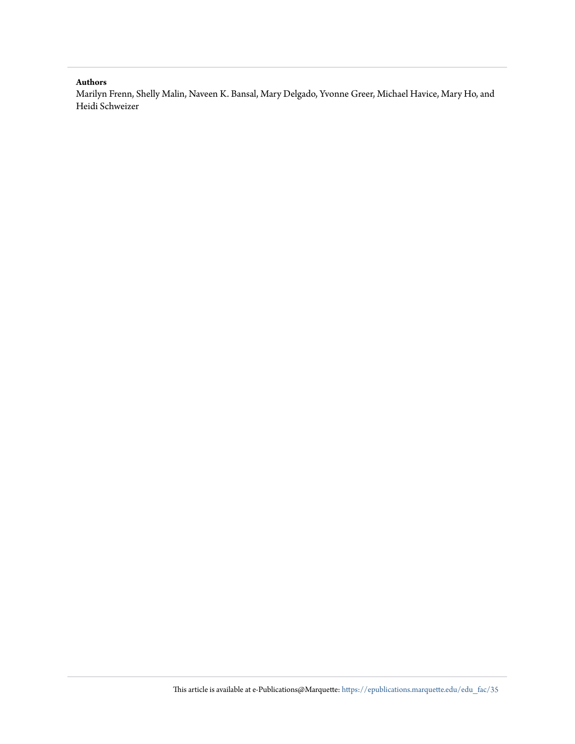**Authors**

Marilyn Frenn, Shelly Malin, Naveen K. Bansal, Mary Delgado, Yvonne Greer, Michael Havice, Mary Ho, and Heidi Schweizer

This article is available at e-Publications@Marquette: https://epublications.marquette.edu/edu_fac/35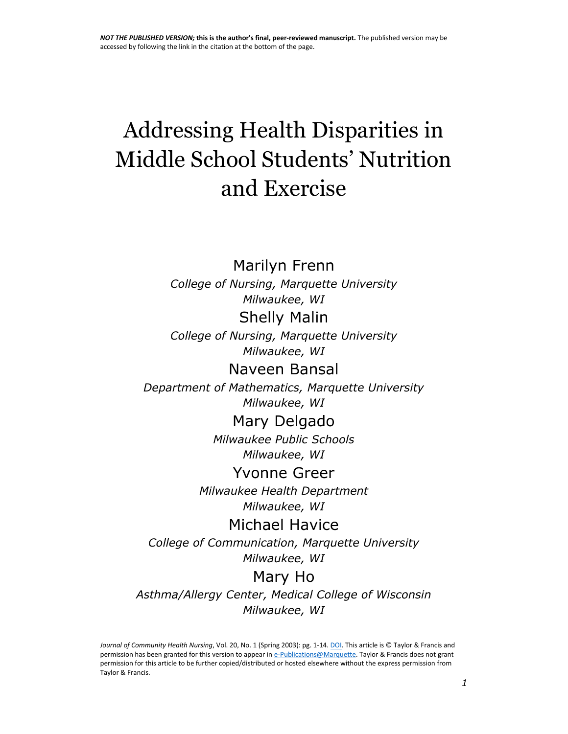**NOT THE PUBLISHED VERSION; this is the author's final, peer-reviewed manuscript.** The published version may be accessed by following the link in the citation at the bottom of the page.

# Addressing Health Disparities in Middle School Students' Nutrition and Exercise

Marilyn Frenn

*College of Nursing, Marquette University*
*Milwaukee, WI*

Shelly Malin

*College of Nursing, Marquette University*
*Milwaukee, WI*

Naveen Bansal

*Department of Mathematics, Marquette University*
*Milwaukee, WI*

Mary Delgado

*Milwaukee Public Schools*
*Milwaukee, WI*

Yvonne Greer

*Milwaukee Health Department*
*Milwaukee, WI*

Michael Havice

*College of Communication, Marquette University*
*Milwaukee, WI*

Mary Ho

*Asthma/Allergy Center, Medical College of Wisconsin*
*Milwaukee, WI*

*Journal of Community Health Nursing*, Vol. 20, No. 1 (Spring 2003): pg. 1-14. DOI. This article is © Taylor & Francis and permission has been granted for this version to appear in e-Publications@Marquette. Taylor & Francis does not grant permission for this article to be further copied/distributed or hosted elsewhere without the express permission from Taylor & Francis.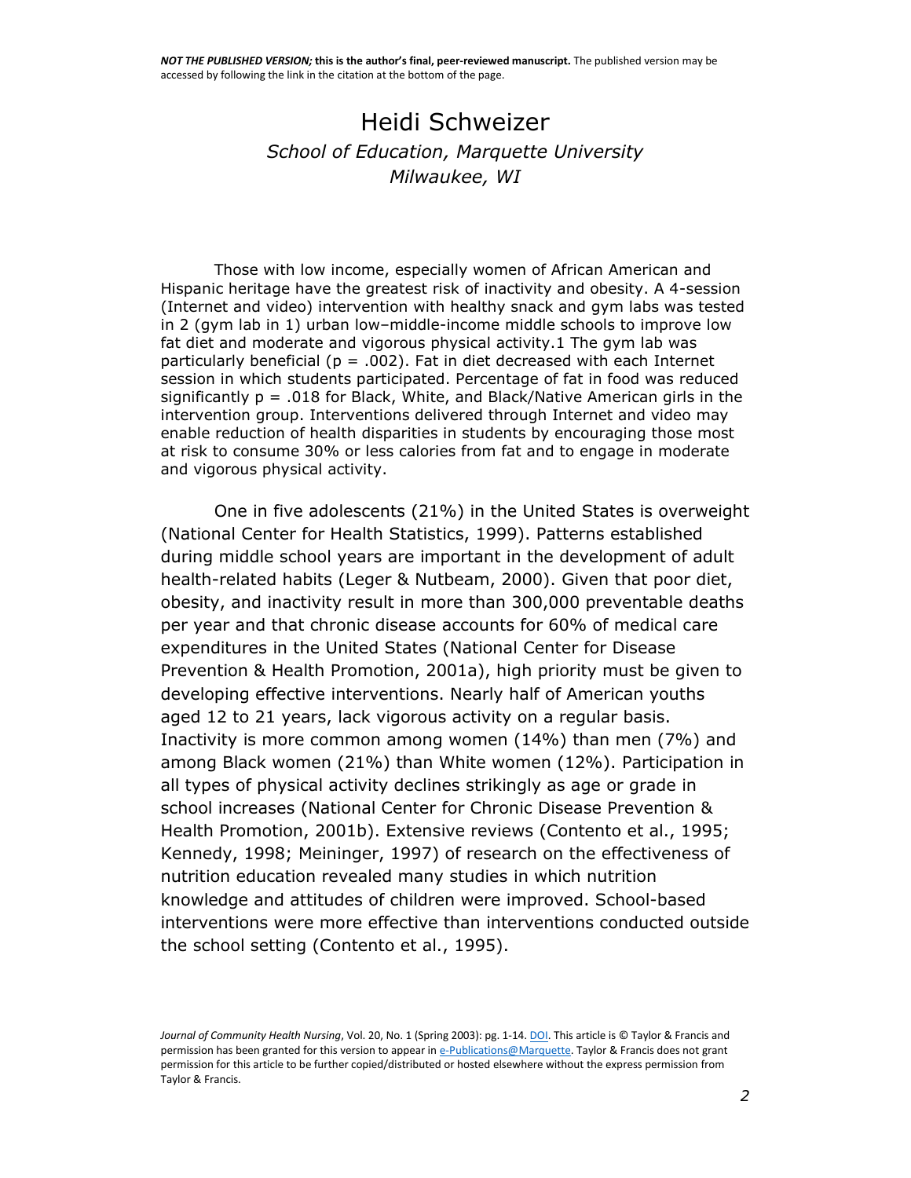Heidi Schweizer

*School of Education, Marquette University*
*Milwaukee, WI*

Those with low income, especially women of African American and Hispanic heritage have the greatest risk of inactivity and obesity. A 4-session (Internet and video) intervention with healthy snack and gym labs was tested in 2 (gym lab in 1) urban low–middle-income middle schools to improve low fat diet and moderate and vigorous physical activity.1 The gym lab was particularly beneficial ($p = .002$). Fat in diet decreased with each Internet session in which students participated. Percentage of fat in food was reduced significantly $p = .018$ for Black, White, and Black/Native American girls in the intervention group. Interventions delivered through Internet and video may enable reduction of health disparities in students by encouraging those most at risk to consume 30% or less calories from fat and to engage in moderate and vigorous physical activity.

One in five adolescents (21%) in the United States is overweight (National Center for Health Statistics, 1999). Patterns established during middle school years are important in the development of adult health-related habits (Leger & Nutbeam, 2000). Given that poor diet, obesity, and inactivity result in more than 300,000 preventable deaths per year and that chronic disease accounts for 60% of medical care expenditures in the United States (National Center for Disease Prevention & Health Promotion, 2001a), high priority must be given to developing effective interventions. Nearly half of American youths aged 12 to 21 years, lack vigorous activity on a regular basis. Inactivity is more common among women (14%) than men (7%) and among Black women (21%) than White women (12%). Participation in all types of physical activity declines strikingly as age or grade in school increases (National Center for Chronic Disease Prevention & Health Promotion, 2001b). Extensive reviews (Contento et al., 1995; Kennedy, 1998; Meininger, 1997) of research on the effectiveness of nutrition education revealed many studies in which nutrition knowledge and attitudes of children were improved. School-based interventions were more effective than interventions conducted outside the school setting (Contento et al., 1995).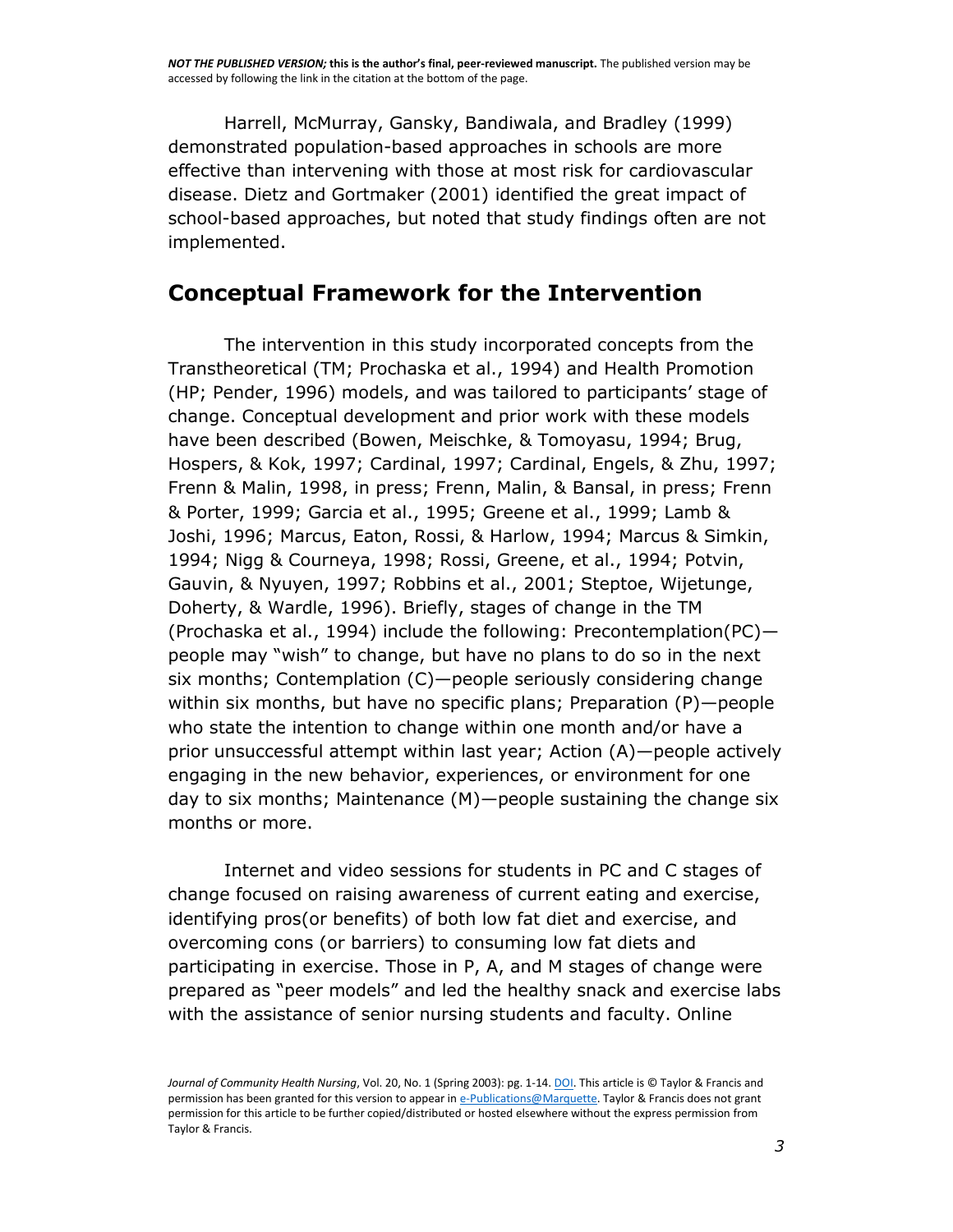Harrell, McMurray, Gansky, Bandiwala, and Bradley (1999) demonstrated population-based approaches in schools are more effective than intervening with those at most risk for cardiovascular disease. Dietz and Gortmaker (2001) identified the great impact of school-based approaches, but noted that study findings often are not implemented.

## Conceptual Framework for the Intervention

The intervention in this study incorporated concepts from the Transtheoretical (TM; Prochaska et al., 1994) and Health Promotion (HP; Pender, 1996) models, and was tailored to participants' stage of change. Conceptual development and prior work with these models have been described (Bowen, Meischke, & Tomoyasu, 1994; Brug, Hospers, & Kok, 1997; Cardinal, 1997; Cardinal, Engels, & Zhu, 1997; Frenn & Malin, 1998, in press; Frenn, Malin, & Bansal, in press; Frenn & Porter, 1999; Garcia et al., 1995; Greene et al., 1999; Lamb & Joshi, 1996; Marcus, Eaton, Rossi, & Harlow, 1994; Marcus & Simkin, 1994; Nigg & Courneya, 1998; Rossi, Greene, et al., 1994; Potvin, Gauvin, & Nyuyen, 1997; Robbins et al., 2001; Steptoe, Wijetunge, Doherty, & Wardle, 1996). Briefly, stages of change in the TM (Prochaska et al., 1994) include the following: Precontemplation(PC)—people may "wish" to change, but have no plans to do so in the next six months; Contemplation (C)—people seriously considering change within six months, but have no specific plans; Preparation (P)—people who state the intention to change within one month and/or have a prior unsuccessful attempt within last year; Action (A)—people actively engaging in the new behavior, experiences, or environment for one day to six months; Maintenance (M)—people sustaining the change six months or more.

Internet and video sessions for students in PC and C stages of change focused on raising awareness of current eating and exercise, identifying pros(or benefits) of both low fat diet and exercise, and overcoming cons (or barriers) to consuming low fat diets and participating in exercise. Those in P, A, and M stages of change were prepared as "peer models" and led the healthy snack and exercise labs with the assistance of senior nursing students and faculty. Online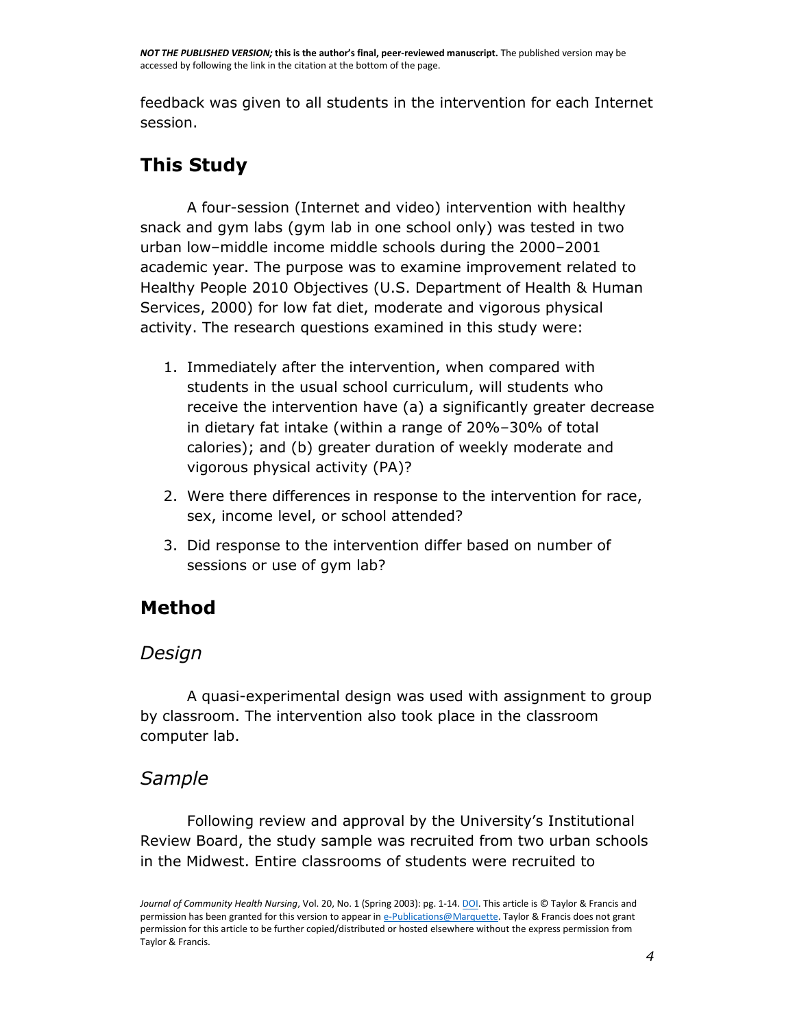feedback was given to all students in the intervention for each Internet session.

## This Study

A four-session (Internet and video) intervention with healthy snack and gym labs (gym lab in one school only) was tested in two urban low–middle income middle schools during the 2000–2001 academic year. The purpose was to examine improvement related to Healthy People 2010 Objectives (U.S. Department of Health & Human Services, 2000) for low fat diet, moderate and vigorous physical activity. The research questions examined in this study were:

1. Immediately after the intervention, when compared with students in the usual school curriculum, will students who receive the intervention have (a) a significantly greater decrease in dietary fat intake (within a range of 20%–30% of total calories); and (b) greater duration of weekly moderate and vigorous physical activity (PA)?
2. Were there differences in response to the intervention for race, sex, income level, or school attended?
3. Did response to the intervention differ based on number of sessions or use of gym lab?

## Method

### *Design*

A quasi-experimental design was used with assignment to group by classroom. The intervention also took place in the classroom computer lab.

### *Sample*

Following review and approval by the University's Institutional Review Board, the study sample was recruited from two urban schools in the Midwest. Entire classrooms of students were recruited to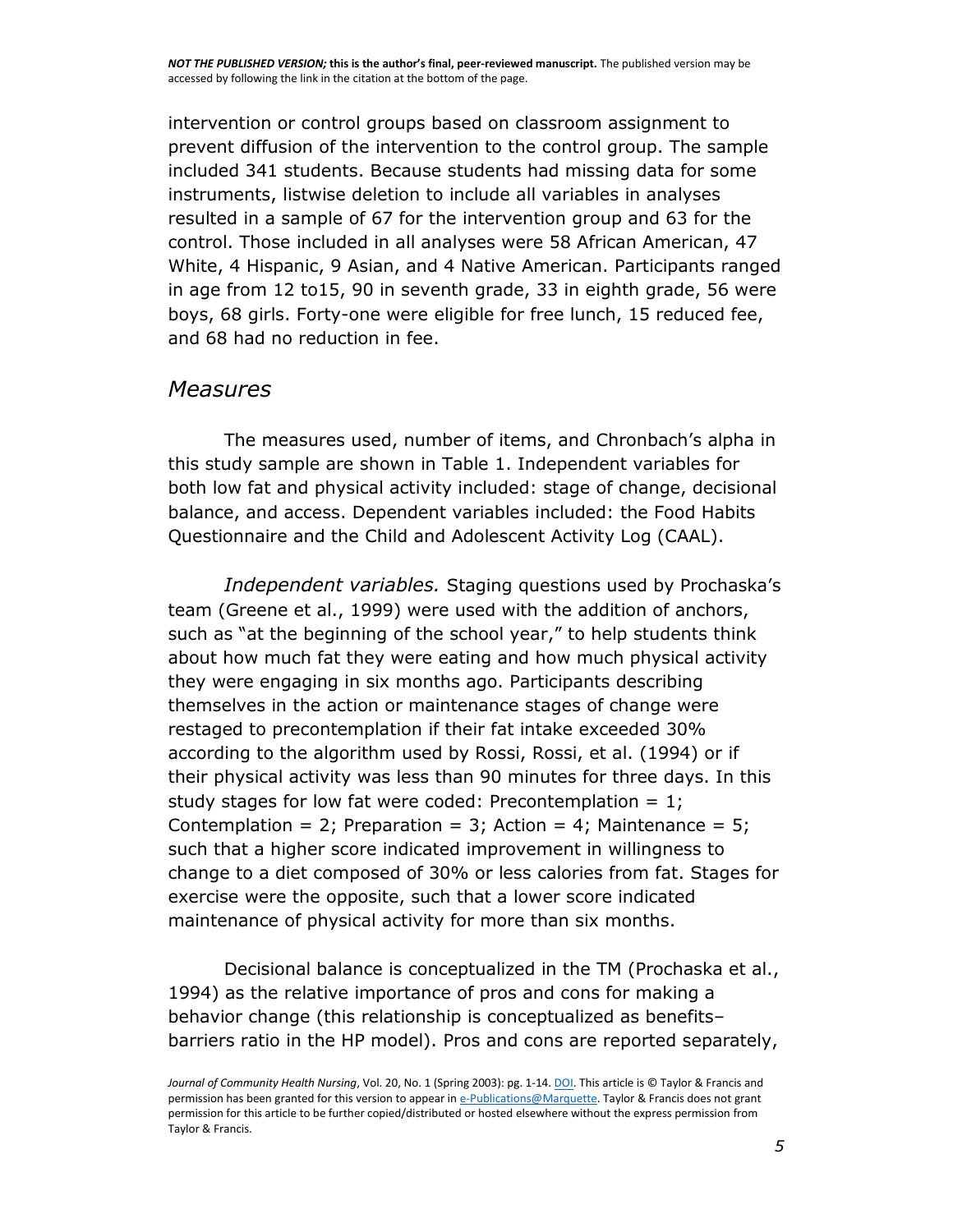intervention or control groups based on classroom assignment to prevent diffusion of the intervention to the control group. The sample included 341 students. Because students had missing data for some instruments, listwise deletion to include all variables in analyses resulted in a sample of 67 for the intervention group and 63 for the control. Those included in all analyses were 58 African American, 47 White, 4 Hispanic, 9 Asian, and 4 Native American. Participants ranged in age from 12 to15, 90 in seventh grade, 33 in eighth grade, 56 were boys, 68 girls. Forty-one were eligible for free lunch, 15 reduced fee, and 68 had no reduction in fee.

## *Measures*

The measures used, number of items, and Chronbach's alpha in this study sample are shown in Table 1. Independent variables for both low fat and physical activity included: stage of change, decisional balance, and access. Dependent variables included: the Food Habits Questionnaire and the Child and Adolescent Activity Log (CAAL).

*Independent variables.* Staging questions used by Prochaska's team (Greene et al., 1999) were used with the addition of anchors, such as "at the beginning of the school year," to help students think about how much fat they were eating and how much physical activity they were engaging in six months ago. Participants describing themselves in the action or maintenance stages of change were restaged to precontemplation if their fat intake exceeded 30% according to the algorithm used by Rossi, Rossi, et al. (1994) or if their physical activity was less than 90 minutes for three days. In this study stages for low fat were coded: Precontemplation = 1; Contemplation = 2; Preparation = 3; Action = 4; Maintenance = 5; such that a higher score indicated improvement in willingness to change to a diet composed of 30% or less calories from fat. Stages for exercise were the opposite, such that a lower score indicated maintenance of physical activity for more than six months.

Decisional balance is conceptualized in the TM (Prochaska et al., 1994) as the relative importance of pros and cons for making a behavior change (this relationship is conceptualized as benefits–barriers ratio in the HP model). Pros and cons are reported separately,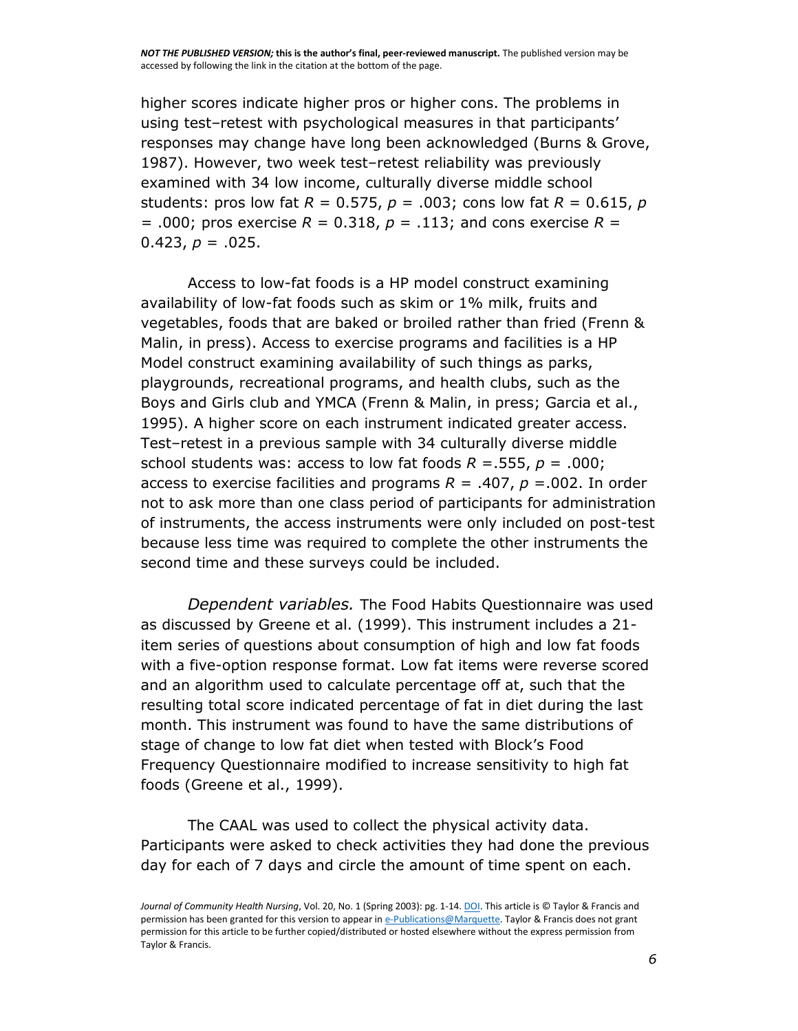higher scores indicate higher pros or higher cons. The problems in using test–retest with psychological measures in that participants' responses may change have long been acknowledged (Burns & Grove, 1987). However, two week test–retest reliability was previously examined with 34 low income, culturally diverse middle school students: pros low fat $R = 0.575$, $p = .003$; cons low fat $R = 0.615$, $p = .000$; pros exercise $R = 0.318$, $p = .113$; and cons exercise $R = 0.423$, $p = .025$.

Access to low-fat foods is a HP model construct examining availability of low-fat foods such as skim or 1% milk, fruits and vegetables, foods that are baked or broiled rather than fried (Frenn & Malin, in press). Access to exercise programs and facilities is a HP Model construct examining availability of such things as parks, playgrounds, recreational programs, and health clubs, such as the Boys and Girls club and YMCA (Frenn & Malin, in press; Garcia et al., 1995). A higher score on each instrument indicated greater access. Test–retest in a previous sample with 34 culturally diverse middle school students was: access to low fat foods $R = .555$, $p = .000$; access to exercise facilities and programs $R = .407$, $p = .002$. In order not to ask more than one class period of participants for administration of instruments, the access instruments were only included on post-test because less time was required to complete the other instruments the second time and these surveys could be included.

*Dependent variables.* The Food Habits Questionnaire was used as discussed by Greene et al. (1999). This instrument includes a 21-item series of questions about consumption of high and low fat foods with a five-option response format. Low fat items were reverse scored and an algorithm used to calculate percentage off at, such that the resulting total score indicated percentage of fat in diet during the last month. This instrument was found to have the same distributions of stage of change to low fat diet when tested with Block's Food Frequency Questionnaire modified to increase sensitivity to high fat foods (Greene et al., 1999).

The CAAL was used to collect the physical activity data. Participants were asked to check activities they had done the previous day for each of 7 days and circle the amount of time spent on each.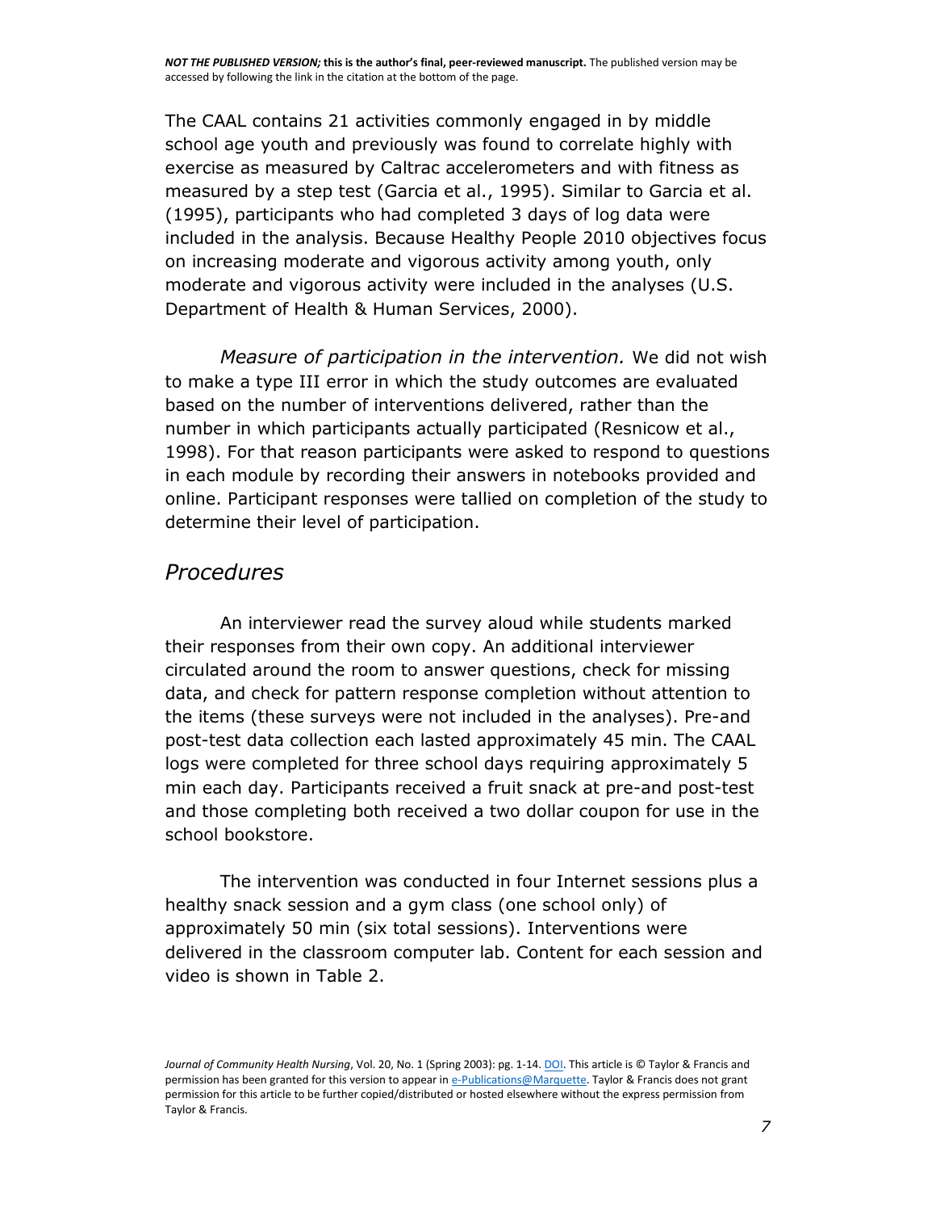The CAAL contains 21 activities commonly engaged in by middle school age youth and previously was found to correlate highly with exercise as measured by Caltrac accelerometers and with fitness as measured by a step test (Garcia et al., 1995). Similar to Garcia et al. (1995), participants who had completed 3 days of log data were included in the analysis. Because Healthy People 2010 objectives focus on increasing moderate and vigorous activity among youth, only moderate and vigorous activity were included in the analyses (U.S. Department of Health & Human Services, 2000).

*Measure of participation in the intervention.* We did not wish to make a type III error in which the study outcomes are evaluated based on the number of interventions delivered, rather than the number in which participants actually participated (Resnicow et al., 1998). For that reason participants were asked to respond to questions in each module by recording their answers in notebooks provided and online. Participant responses were tallied on completion of the study to determine their level of participation.

## *Procedures*

An interviewer read the survey aloud while students marked their responses from their own copy. An additional interviewer circulated around the room to answer questions, check for missing data, and check for pattern response completion without attention to the items (these surveys were not included in the analyses). Pre-and post-test data collection each lasted approximately 45 min. The CAAL logs were completed for three school days requiring approximately 5 min each day. Participants received a fruit snack at pre-and post-test and those completing both received a two dollar coupon for use in the school bookstore.

The intervention was conducted in four Internet sessions plus a healthy snack session and a gym class (one school only) of approximately 50 min (six total sessions). Interventions were delivered in the classroom computer lab. Content for each session and video is shown in Table 2.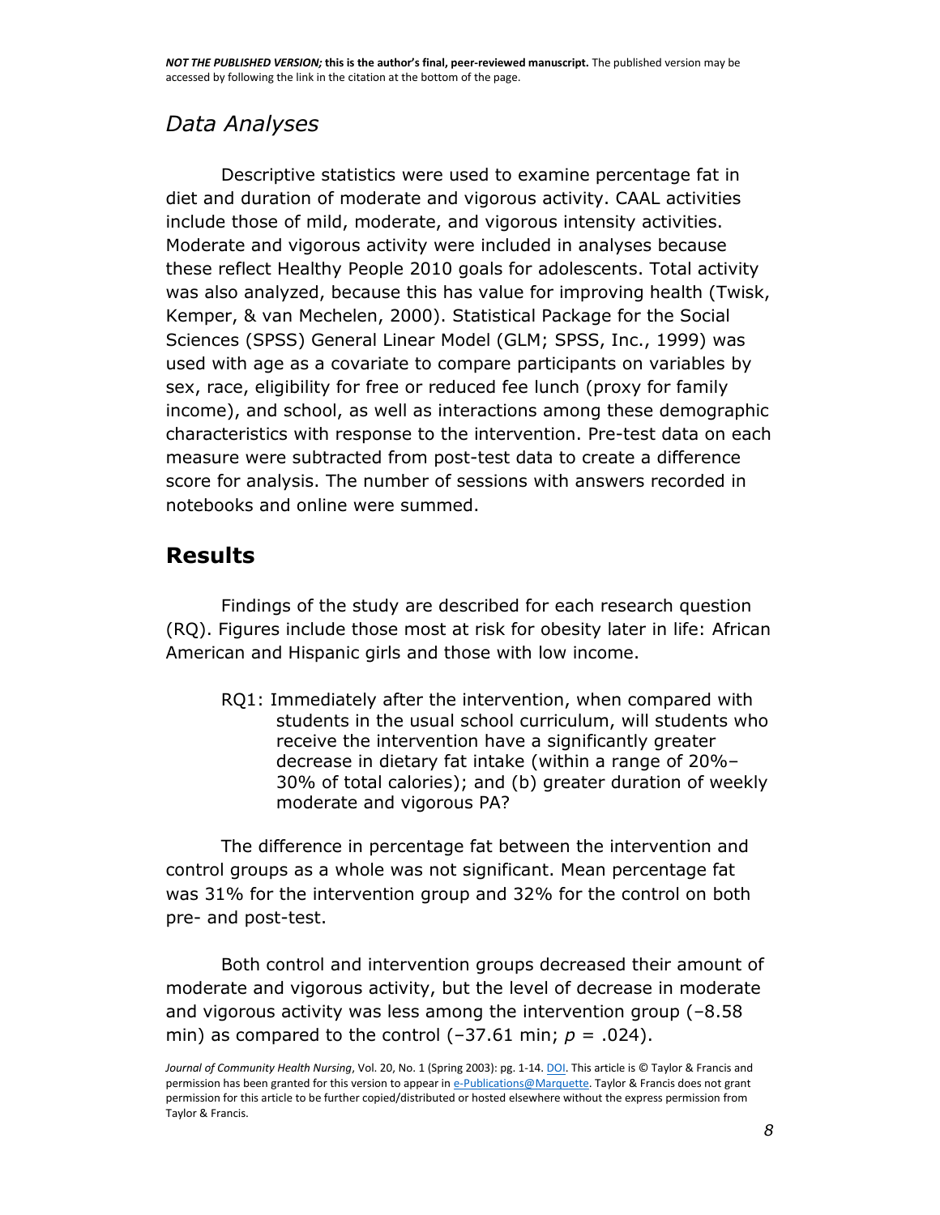## *Data Analyses*

Descriptive statistics were used to examine percentage fat in diet and duration of moderate and vigorous activity. CAAL activities include those of mild, moderate, and vigorous intensity activities. Moderate and vigorous activity were included in analyses because these reflect Healthy People 2010 goals for adolescents. Total activity was also analyzed, because this has value for improving health (Twisk, Kemper, & van Mechelen, 2000). Statistical Package for the Social Sciences (SPSS) General Linear Model (GLM; SPSS, Inc., 1999) was used with age as a covariate to compare participants on variables by sex, race, eligibility for free or reduced fee lunch (proxy for family income), and school, as well as interactions among these demographic characteristics with response to the intervention. Pre-test data on each measure were subtracted from post-test data to create a difference score for analysis. The number of sessions with answers recorded in notebooks and online were summed.

## Results

Findings of the study are described for each research question (RQ). Figures include those most at risk for obesity later in life: African American and Hispanic girls and those with low income.

> RQ1: Immediately after the intervention, when compared with students in the usual school curriculum, will students who receive the intervention have a significantly greater decrease in dietary fat intake (within a range of 20%–30% of total calories); and (b) greater duration of weekly moderate and vigorous PA?

The difference in percentage fat between the intervention and control groups as a whole was not significant. Mean percentage fat was 31% for the intervention group and 32% for the control on both pre- and post-test.

Both control and intervention groups decreased their amount of moderate and vigorous activity, but the level of decrease in moderate and vigorous activity was less among the intervention group (–8.58 min) as compared to the control (–37.61 min; $p = .024$).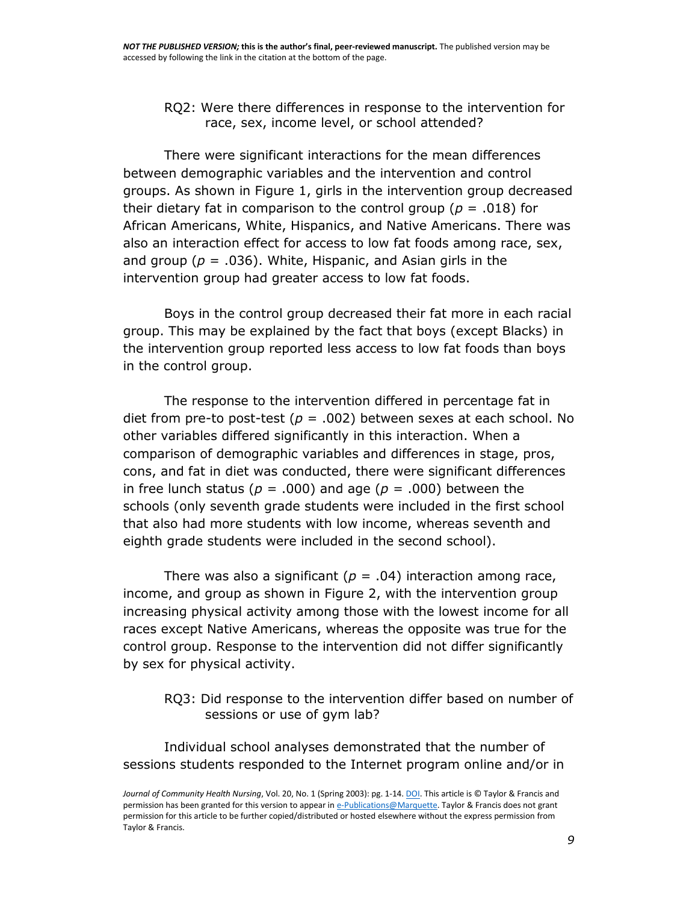RQ2: Were there differences in response to the intervention for race, sex, income level, or school attended?

There were significant interactions for the mean differences between demographic variables and the intervention and control groups. As shown in Figure 1, girls in the intervention group decreased their dietary fat in comparison to the control group ($p = .018$) for African Americans, White, Hispanics, and Native Americans. There was also an interaction effect for access to low fat foods among race, sex, and group ($p = .036$). White, Hispanic, and Asian girls in the intervention group had greater access to low fat foods.

Boys in the control group decreased their fat more in each racial group. This may be explained by the fact that boys (except Blacks) in the intervention group reported less access to low fat foods than boys in the control group.

The response to the intervention differed in percentage fat in diet from pre-to post-test ($p = .002$) between sexes at each school. No other variables differed significantly in this interaction. When a comparison of demographic variables and differences in stage, pros, cons, and fat in diet was conducted, there were significant differences in free lunch status ($p = .000$) and age ($p = .000$) between the schools (only seventh grade students were included in the first school that also had more students with low income, whereas seventh and eighth grade students were included in the second school).

There was also a significant ($p = .04$) interaction among race, income, and group as shown in Figure 2, with the intervention group increasing physical activity among those with the lowest income for all races except Native Americans, whereas the opposite was true for the control group. Response to the intervention did not differ significantly by sex for physical activity.

RQ3: Did response to the intervention differ based on number of sessions or use of gym lab?

Individual school analyses demonstrated that the number of sessions students responded to the Internet program online and/or in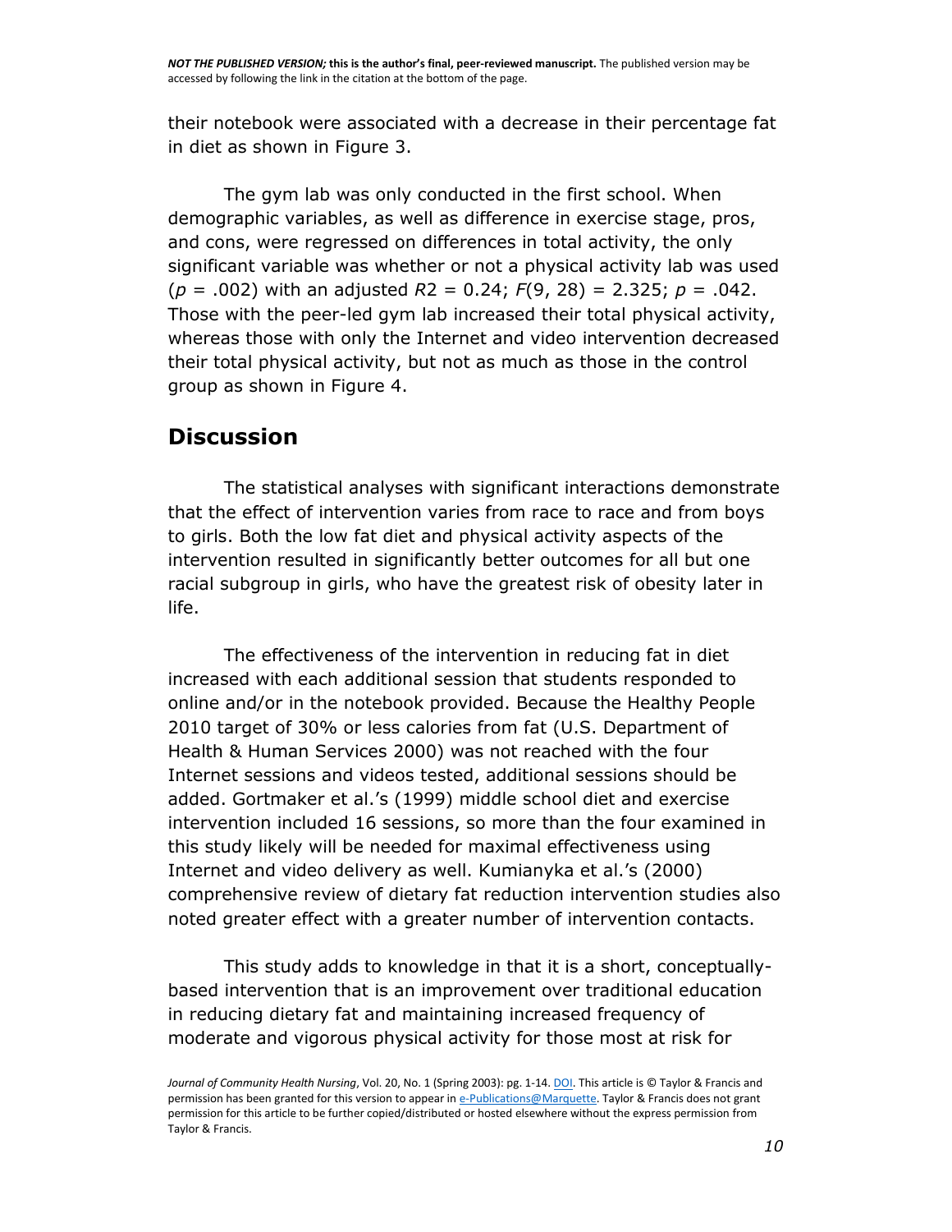their notebook were associated with a decrease in their percentage fat in diet as shown in Figure 3.

The gym lab was only conducted in the first school. When demographic variables, as well as difference in exercise stage, pros, and cons, were regressed on differences in total activity, the only significant variable was whether or not a physical activity lab was used ($p$ = .002) with an adjusted $R2$ = 0.24; $F(9, 28)$ = 2.325; $p$ = .042. Those with the peer-led gym lab increased their total physical activity, whereas those with only the Internet and video intervention decreased their total physical activity, but not as much as those in the control group as shown in Figure 4.

## Discussion

The statistical analyses with significant interactions demonstrate that the effect of intervention varies from race to race and from boys to girls. Both the low fat diet and physical activity aspects of the intervention resulted in significantly better outcomes for all but one racial subgroup in girls, who have the greatest risk of obesity later in life.

The effectiveness of the intervention in reducing fat in diet increased with each additional session that students responded to online and/or in the notebook provided. Because the Healthy People 2010 target of 30% or less calories from fat (U.S. Department of Health & Human Services 2000) was not reached with the four Internet sessions and videos tested, additional sessions should be added. Gortmaker et al.'s (1999) middle school diet and exercise intervention included 16 sessions, so more than the four examined in this study likely will be needed for maximal effectiveness using Internet and video delivery as well. Kumianyka et al.'s (2000) comprehensive review of dietary fat reduction intervention studies also noted greater effect with a greater number of intervention contacts.

This study adds to knowledge in that it is a short, conceptually-based intervention that is an improvement over traditional education in reducing dietary fat and maintaining increased frequency of moderate and vigorous physical activity for those most at risk for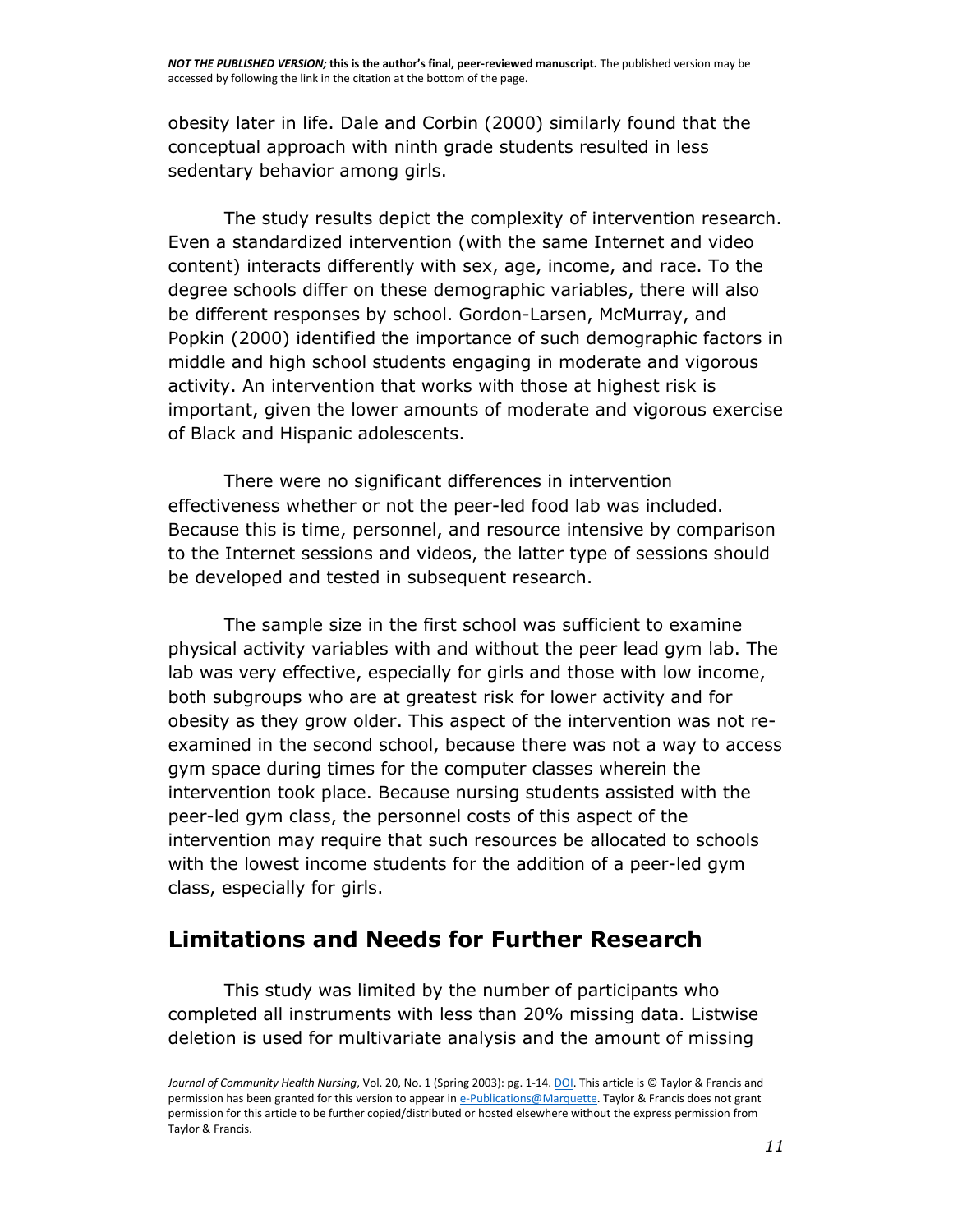obesity later in life. Dale and Corbin (2000) similarly found that the conceptual approach with ninth grade students resulted in less sedentary behavior among girls.

The study results depict the complexity of intervention research. Even a standardized intervention (with the same Internet and video content) interacts differently with sex, age, income, and race. To the degree schools differ on these demographic variables, there will also be different responses by school. Gordon-Larsen, McMurray, and Popkin (2000) identified the importance of such demographic factors in middle and high school students engaging in moderate and vigorous activity. An intervention that works with those at highest risk is important, given the lower amounts of moderate and vigorous exercise of Black and Hispanic adolescents.

There were no significant differences in intervention effectiveness whether or not the peer-led food lab was included. Because this is time, personnel, and resource intensive by comparison to the Internet sessions and videos, the latter type of sessions should be developed and tested in subsequent research.

The sample size in the first school was sufficient to examine physical activity variables with and without the peer lead gym lab. The lab was very effective, especially for girls and those with low income, both subgroups who are at greatest risk for lower activity and for obesity as they grow older. This aspect of the intervention was not re-examined in the second school, because there was not a way to access gym space during times for the computer classes wherein the intervention took place. Because nursing students assisted with the peer-led gym class, the personnel costs of this aspect of the intervention may require that such resources be allocated to schools with the lowest income students for the addition of a peer-led gym class, especially for girls.

## Limitations and Needs for Further Research

This study was limited by the number of participants who completed all instruments with less than 20% missing data. Listwise deletion is used for multivariate analysis and the amount of missing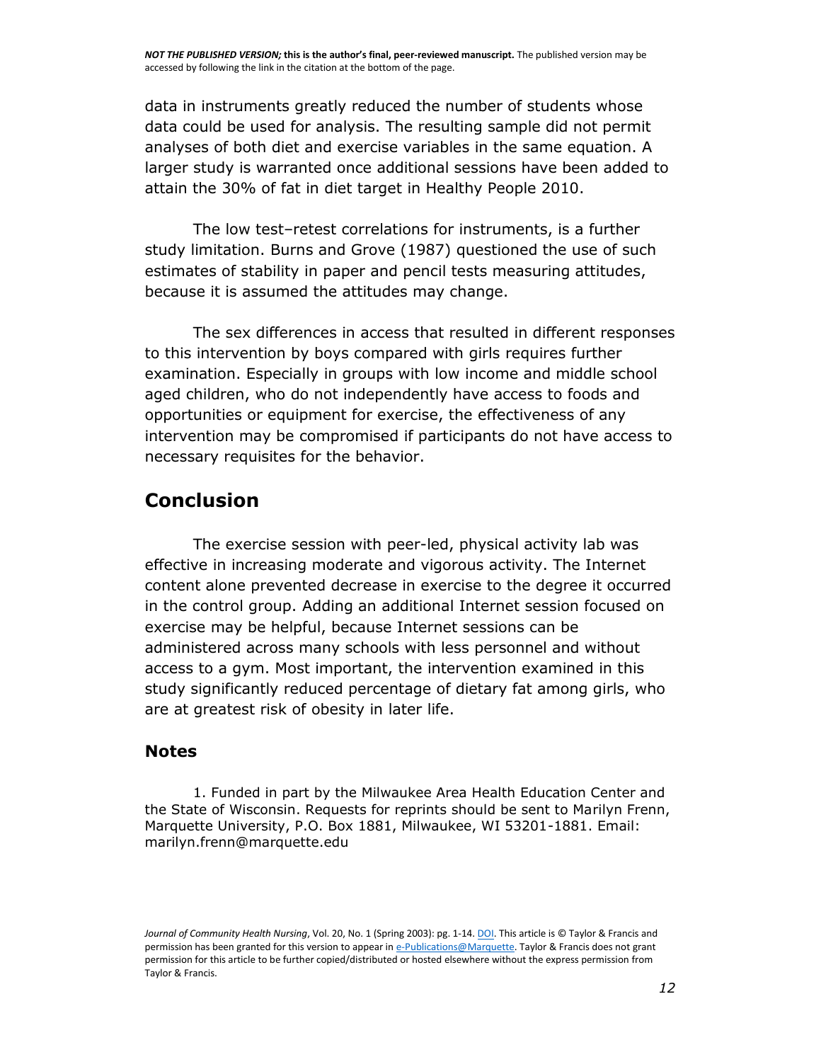data in instruments greatly reduced the number of students whose data could be used for analysis. The resulting sample did not permit analyses of both diet and exercise variables in the same equation. A larger study is warranted once additional sessions have been added to attain the 30% of fat in diet target in Healthy People 2010.

The low test–retest correlations for instruments, is a further study limitation. Burns and Grove (1987) questioned the use of such estimates of stability in paper and pencil tests measuring attitudes, because it is assumed the attitudes may change.

The sex differences in access that resulted in different responses to this intervention by boys compared with girls requires further examination. Especially in groups with low income and middle school aged children, who do not independently have access to foods and opportunities or equipment for exercise, the effectiveness of any intervention may be compromised if participants do not have access to necessary requisites for the behavior.

## Conclusion

The exercise session with peer-led, physical activity lab was effective in increasing moderate and vigorous activity. The Internet content alone prevented decrease in exercise to the degree it occurred in the control group. Adding an additional Internet session focused on exercise may be helpful, because Internet sessions can be administered across many schools with less personnel and without access to a gym. Most important, the intervention examined in this study significantly reduced percentage of dietary fat among girls, who are at greatest risk of obesity in later life.

### Notes

1. Funded in part by the Milwaukee Area Health Education Center and the State of Wisconsin. Requests for reprints should be sent to Marilyn Frenn, Marquette University, P.O. Box 1881, Milwaukee, WI 53201-1881. Email: marilyn.frenn@marquette.edu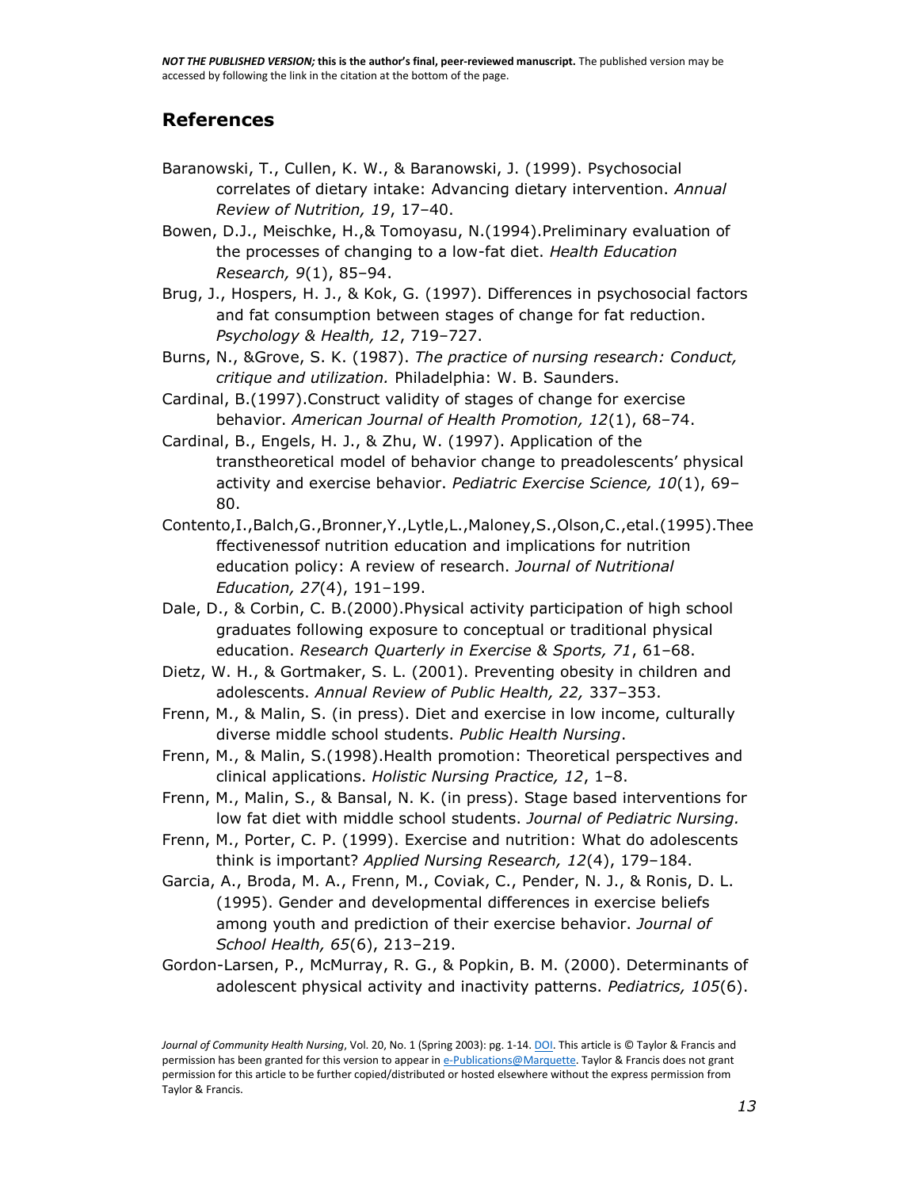## References

Baranowski, T., Cullen, K. W., & Baranowski, J. (1999). Psychosocial correlates of dietary intake: Advancing dietary intervention. *Annual Review of Nutrition, 19*, 17–40.

Bowen, D.J., Meischke, H.,& Tomoyasu, N.(1994).Preliminary evaluation of the processes of changing to a low-fat diet. *Health Education Research, 9*(1), 85–94.

Brug, J., Hospers, H. J., & Kok, G. (1997). Differences in psychosocial factors and fat consumption between stages of change for fat reduction. *Psychology & Health, 12*, 719–727.

Burns, N., &Grove, S. K. (1987). *The practice of nursing research: Conduct, critique and utilization.* Philadelphia: W. B. Saunders.

Cardinal, B.(1997).Construct validity of stages of change for exercise behavior. *American Journal of Health Promotion, 12*(1), 68–74.

Cardinal, B., Engels, H. J., & Zhu, W. (1997). Application of the transtheoretical model of behavior change to preadolescents' physical activity and exercise behavior. *Pediatric Exercise Science, 10*(1), 69–80.

Contento,I.,Balch,G.,Bronner,Y.,Lytle,L.,Maloney,S.,Olson,C.,etal.(1995).Thee ffectivenessof nutrition education and implications for nutrition education policy: A review of research. *Journal of Nutritional Education, 27*(4), 191–199.

Dale, D., & Corbin, C. B.(2000).Physical activity participation of high school graduates following exposure to conceptual or traditional physical education. *Research Quarterly in Exercise & Sports, 71*, 61–68.

Dietz, W. H., & Gortmaker, S. L. (2001). Preventing obesity in children and adolescents. *Annual Review of Public Health, 22,* 337–353.

Frenn, M., & Malin, S. (in press). Diet and exercise in low income, culturally diverse middle school students. *Public Health Nursing*.

Frenn, M., & Malin, S.(1998).Health promotion: Theoretical perspectives and clinical applications. *Holistic Nursing Practice, 12*, 1–8.

Frenn, M., Malin, S., & Bansal, N. K. (in press). Stage based interventions for low fat diet with middle school students. *Journal of Pediatric Nursing.*

Frenn, M., Porter, C. P. (1999). Exercise and nutrition: What do adolescents think is important? *Applied Nursing Research, 12*(4), 179–184.

Garcia, A., Broda, M. A., Frenn, M., Coviak, C., Pender, N. J., & Ronis, D. L. (1995). Gender and developmental differences in exercise beliefs among youth and prediction of their exercise behavior. *Journal of School Health, 65*(6), 213–219.

Gordon-Larsen, P., McMurray, R. G., & Popkin, B. M. (2000). Determinants of adolescent physical activity and inactivity patterns. *Pediatrics, 105*(6).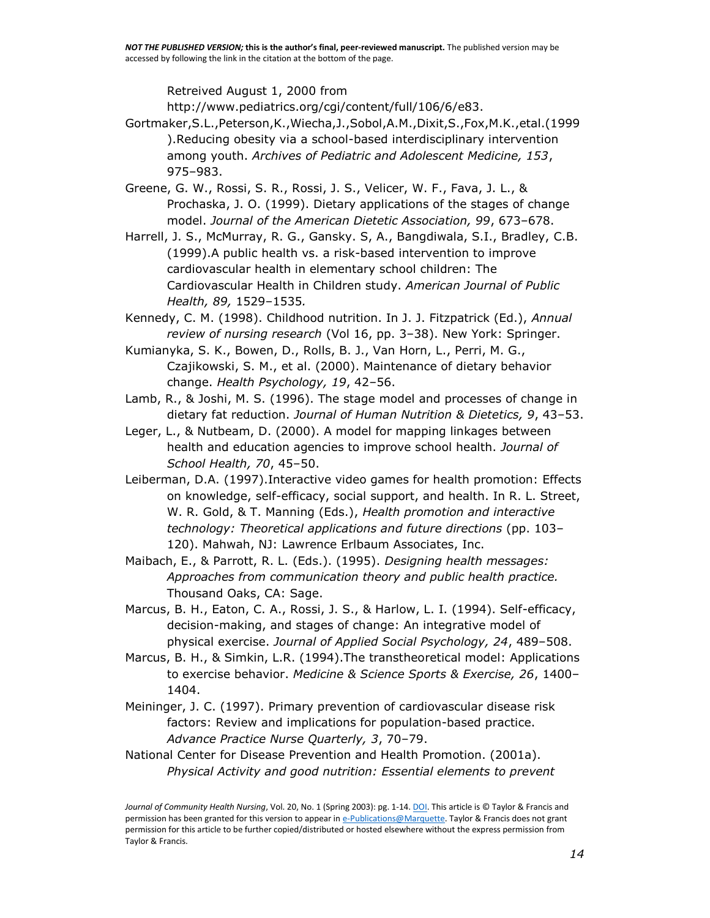Retreived August 1, 2000 from http://www.pediatrics.org/cgi/content/full/106/6/e83.

Gortmaker,S.L.,Peterson,K.,Wiecha,J.,Sobol,A.M.,Dixit,S.,Fox,M.K.,etal.(1999).Reducing obesity via a school-based interdisciplinary intervention among youth. *Archives of Pediatric and Adolescent Medicine, 153*, 975–983.

Greene, G. W., Rossi, S. R., Rossi, J. S., Velicer, W. F., Fava, J. L., & Prochaska, J. O. (1999). Dietary applications of the stages of change model. *Journal of the American Dietetic Association, 99*, 673–678.

Harrell, J. S., McMurray, R. G., Gansky. S, A., Bangdiwala, S.I., Bradley, C.B. (1999).A public health vs. a risk-based intervention to improve cardiovascular health in elementary school children: The Cardiovascular Health in Children study. *American Journal of Public Health, 89,* 1529–1535.

Kennedy, C. M. (1998). Childhood nutrition. In J. J. Fitzpatrick (Ed.), *Annual review of nursing research* (Vol 16, pp. 3–38). New York: Springer.

Kumianyka, S. K., Bowen, D., Rolls, B. J., Van Horn, L., Perri, M. G., Czajikowski, S. M., et al. (2000). Maintenance of dietary behavior change. *Health Psychology, 19*, 42–56.

Lamb, R., & Joshi, M. S. (1996). The stage model and processes of change in dietary fat reduction. *Journal of Human Nutrition & Dietetics, 9*, 43–53.

Leger, L., & Nutbeam, D. (2000). A model for mapping linkages between health and education agencies to improve school health. *Journal of School Health, 70*, 45–50.

Leiberman, D.A. (1997).Interactive video games for health promotion: Effects on knowledge, self-efficacy, social support, and health. In R. L. Street, W. R. Gold, & T. Manning (Eds.), *Health promotion and interactive technology: Theoretical applications and future directions* (pp. 103–120). Mahwah, NJ: Lawrence Erlbaum Associates, Inc.

Maibach, E., & Parrott, R. L. (Eds.). (1995). *Designing health messages: Approaches from communication theory and public health practice.* Thousand Oaks, CA: Sage.

Marcus, B. H., Eaton, C. A., Rossi, J. S., & Harlow, L. I. (1994). Self-efficacy, decision-making, and stages of change: An integrative model of physical exercise. *Journal of Applied Social Psychology, 24*, 489–508.

Marcus, B. H., & Simkin, L.R. (1994).The transtheoretical model: Applications to exercise behavior. *Medicine & Science Sports & Exercise, 26*, 1400–1404.

Meininger, J. C. (1997). Primary prevention of cardiovascular disease risk factors: Review and implications for population-based practice. *Advance Practice Nurse Quarterly, 3*, 70–79.

National Center for Disease Prevention and Health Promotion. (2001a). *Physical Activity and good nutrition: Essential elements to prevent*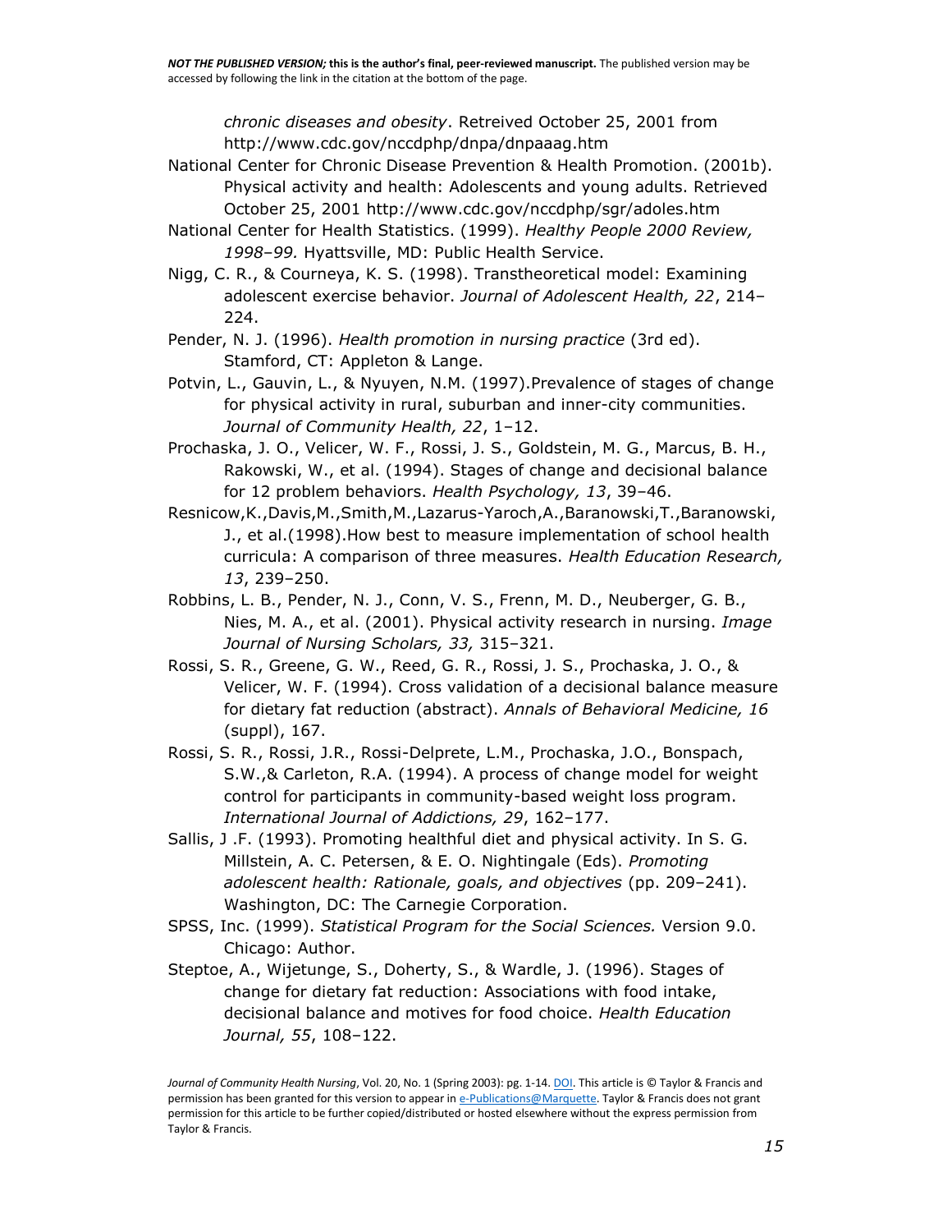*chronic diseases and obesity*. Retrieved October 25, 2001 from http://www.cdc.gov/nccdphp/dnpa/dnpaaag.htm

National Center for Chronic Disease Prevention & Health Promotion. (2001b). Physical activity and health: Adolescents and young adults. Retrieved October 25, 2001 http://www.cdc.gov/nccdphp/sgr/adoles.htm

National Center for Health Statistics. (1999). *Healthy People 2000 Review, 1998–99.* Hyattsville, MD: Public Health Service.

Nigg, C. R., & Courneya, K. S. (1998). Transtheoretical model: Examining adolescent exercise behavior. *Journal of Adolescent Health, 22*, 214–224.

Pender, N. J. (1996). *Health promotion in nursing practice* (3rd ed). Stamford, CT: Appleton & Lange.

Potvin, L., Gauvin, L., & Nyuyen, N.M. (1997).Prevalence of stages of change for physical activity in rural, suburban and inner-city communities. *Journal of Community Health, 22*, 1–12.

Prochaska, J. O., Velicer, W. F., Rossi, J. S., Goldstein, M. G., Marcus, B. H., Rakowski, W., et al. (1994). Stages of change and decisional balance for 12 problem behaviors. *Health Psychology, 13*, 39–46.

Resnicow,K.,Davis,M.,Smith,M.,Lazarus-Yaroch,A.,Baranowski,T.,Baranowski, J., et al.(1998).How best to measure implementation of school health curricula: A comparison of three measures. *Health Education Research, 13*, 239–250.

Robbins, L. B., Pender, N. J., Conn, V. S., Frenn, M. D., Neuberger, G. B., Nies, M. A., et al. (2001). Physical activity research in nursing. *Image Journal of Nursing Scholars, 33,* 315–321.

Rossi, S. R., Greene, G. W., Reed, G. R., Rossi, J. S., Prochaska, J. O., & Velicer, W. F. (1994). Cross validation of a decisional balance measure for dietary fat reduction (abstract). *Annals of Behavioral Medicine, 16* (suppl), 167.

Rossi, S. R., Rossi, J.R., Rossi-Delprete, L.M., Prochaska, J.O., Bonspach, S.W.,& Carleton, R.A. (1994). A process of change model for weight control for participants in community-based weight loss program. *International Journal of Addictions, 29*, 162–177.

Sallis, J .F. (1993). Promoting healthful diet and physical activity. In S. G. Millstein, A. C. Petersen, & E. O. Nightingale (Eds). *Promoting adolescent health: Rationale, goals, and objectives* (pp. 209–241). Washington, DC: The Carnegie Corporation.

SPSS, Inc. (1999). *Statistical Program for the Social Sciences.* Version 9.0. Chicago: Author.

Steptoe, A., Wijetunge, S., Doherty, S., & Wardle, J. (1996). Stages of change for dietary fat reduction: Associations with food intake, decisional balance and motives for food choice. *Health Education Journal, 55*, 108–122.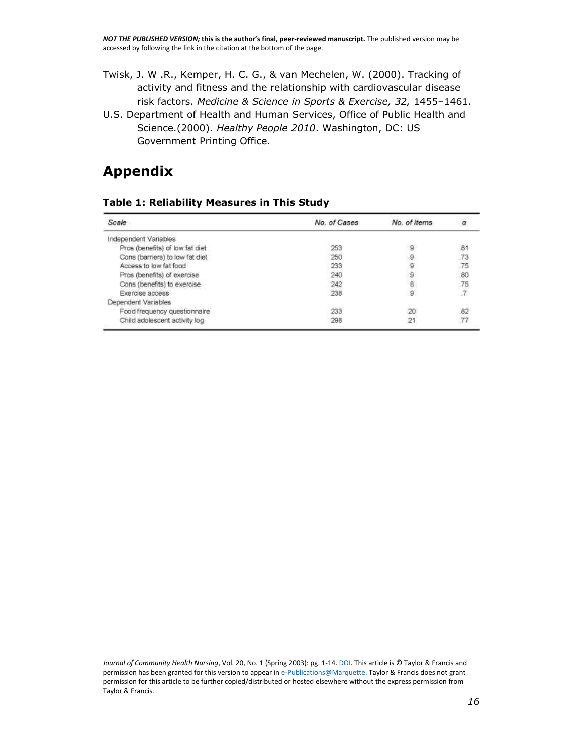Twisk, J. W .R., Kemper, H. C. G., & van Mechelen, W. (2000). Tracking of activity and fitness and the relationship with cardiovascular disease risk factors. *Medicine & Science in Sports & Exercise, 32,* 1455–1461.

U.S. Department of Health and Human Services, Office of Public Health and Science.(2000). *Healthy People 2010*. Washington, DC: US Government Printing Office.

# Appendix

### Table 1: Reliability Measures in This Study

| Scale | No. of Cases | No. of Items | α |
|---|---|---|---|
| Independent Variables | | | |
| Pros (benefits) of low fat diet | 253 | 9 | .81 |
| Cons (barriers) to low fat diet | 250 | 9 | .73 |
| Access to low fat food | 233 | 9 | .75 |
| Pros (benefits) of exercise | 240 | 9 | .80 |
| Cons (benefits) to exercise | 242 | 8 | .75 |
| Exercise access | 238 | 9 | .7 |
| Dependent Variables | | | |
| Food frequency questionnaire | 233 | 20 | .82 |
| Child adolescent activity log | 298 | 21 | .77 |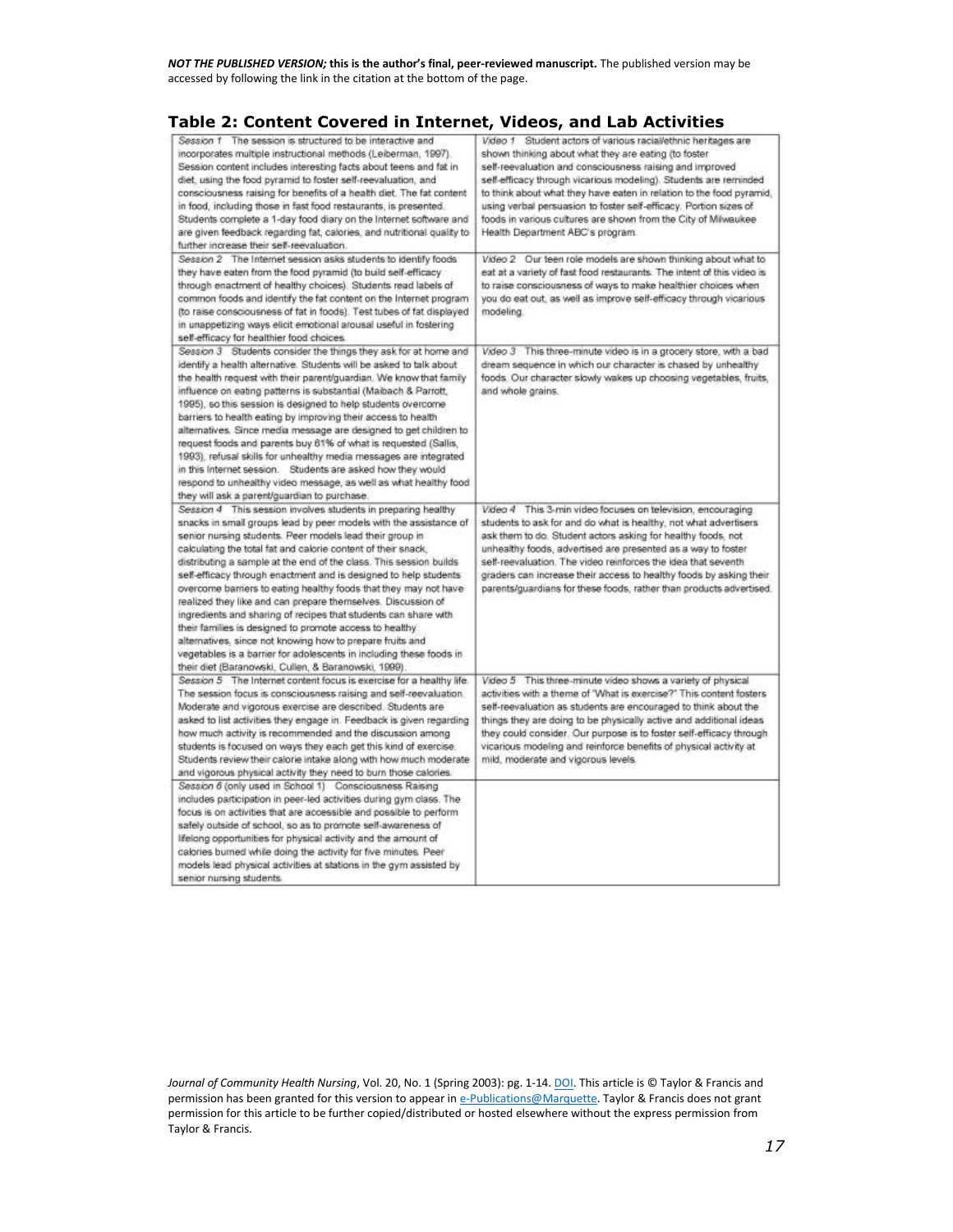## Table 2: Content Covered in Internet, Videos, and Lab Activities

| | |
|---|---|
| *Session 1* The session is structured to be interactive and incorporates multiple instructional methods (Leiberman, 1997). Session content includes interesting facts about teens and fat in diet, using the food pyramid to foster self-reevaluation, and consciousness raising for benefits of a health diet. The fat content in food, including those in fast food restaurants, is presented. Students complete a 1-day food diary on the Internet software and are given feedback regarding fat, calories, and nutritional quality to further increase their self-reevaluation. | *Video 1* Student actors of various racial/ethnic heritages are shown thinking about what they are eating (to foster self-reevaluation and consciousness raising and improved self-efficacy through vicarious modeling). Students are reminded to think about what they have eaten in relation to the food pyramid, using verbal persuasion to foster self-efficacy. Portion sizes of foods in various cultures are shown from the City of Milwaukee Health Department ABC's program. |
| *Session 2* The Internet session asks students to identify foods they have eaten from the food pyramid (to build self-efficacy through enactment of healthy choices). Students read labels of common foods and identify the fat content on the Internet program (to raise consciousness of fat in foods). Test tubes of fat displayed in unappetizing ways elicit emotional arousal useful in fostering self-efficacy for healthier food choices. | *Video 2* Our teen role models are shown thinking about what to eat at a variety of fast food restaurants. The intent of this video is to raise consciousness of ways to make healthier choices when you do eat out, as well as improve self-efficacy through vicarious modeling. |
| *Session 3* Students consider the things they ask for at home and identify a health alternative. Students will be asked to talk about the health request with their parent/guardian. We know that family influence on eating patterns is substantial (Maibach & Parrott, 1995), so this session is designed to help students overcome barriers to health eating by improving their access to health alternatives. Since media message are designed to get children to request foods and parents buy 61% of what is requested (Sallis, 1993), refusal skills for unhealthy media messages are integrated in this Internet session. Students are asked how they would respond to unhealthy video message, as well as what healthy food they will ask a parent/guardian to purchase. | *Video 3* This three-minute video is in a grocery store, with a bad dream sequence in which our character is chased by unhealthy foods. Our character slowly wakes up choosing vegetables, fruits, and whole grains. |
| *Session 4* This session involves students in preparing healthy snacks in small groups lead by peer models with the assistance of senior nursing students. Peer models lead their group in calculating the total fat and calorie content of their snack, distributing a sample at the end of the class. This session builds self-efficacy through enactment and is designed to help students overcome barriers to eating healthy foods that they may not have realized they like and can prepare themselves. Discussion of ingredients and sharing of recipes that students can share with their families is designed to promote access to healthy alternatives, since not knowing how to prepare fruits and vegetables is a barrier for adolescents in including these foods in their diet (Baranowski, Cullen, & Baranowski, 1999). | *Video 4* This 3-min video focuses on television, encouraging students to ask for and do what is healthy, not what advertisers ask them to do. Student actors asking for healthy foods, not unhealthy foods, advertised are presented as a way to foster self-reevaluation. The video reinforces the idea that seventh graders can increase their access to healthy foods by asking their parents/guardians for these foods, rather than products advertised. |
| *Session 5* The Internet content focus is exercise for a healthy life. The session focus is consciousness raising and self-reevaluation. Moderate and vigorous exercise are described. Students are asked to list activities they engage in. Feedback is given regarding how much activity is recommended and the discussion among students is focused on ways they each get this kind of exercise. Students review their calorie intake along with how much moderate and vigorous physical activity they need to burn those calories. | *Video 5* This three-minute video shows a variety of physical activities with a theme of "What is exercise?" This content fosters self-reevaluation as students are encouraged to think about the things they are doing to be physically active and additional ideas they could consider. Our purpose is to foster self-efficacy through vicarious modeling and reinforce benefits of physical activity at mild, moderate and vigorous levels. |
| *Session 6* (only used in School 1) Consciousness Raising includes participation in peer-led activities during gym class. The focus is on activities that are accessible and possible to perform safely outside of school, so as to promote self-awareness of lifelong opportunities for physical activity and the amount of calories burned while doing the activity for five minutes. Peer models lead physical activities at stations in the gym assisted by senior nursing students. | |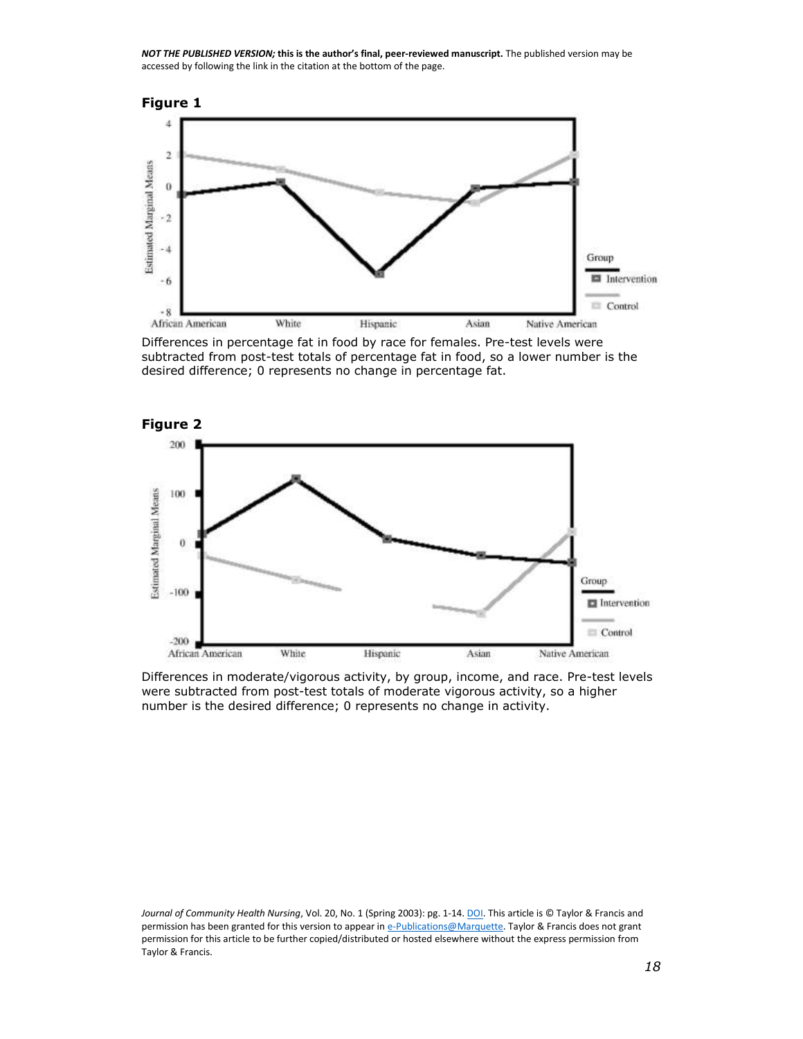**Figure 1**

Differences in percentage fat in food by race for females. Pre-test levels were subtracted from post-test totals of percentage fat in food, so a lower number is the desired difference; 0 represents no change in percentage fat.

**Figure 2**

Differences in moderate/vigorous activity, by group, income, and race. Pre-test levels were subtracted from post-test totals of moderate vigorous activity, so a higher number is the desired difference; 0 represents no change in activity.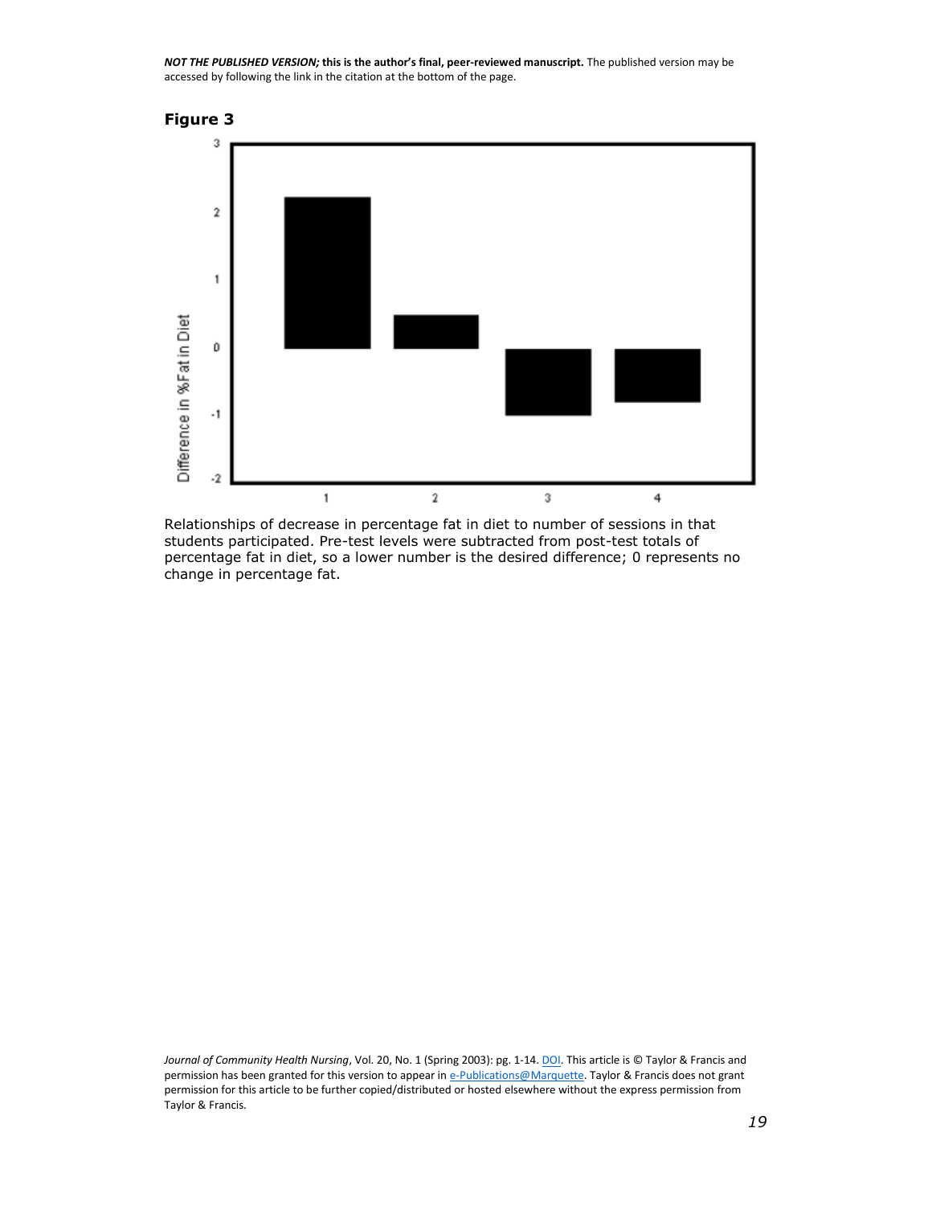## Figure 3

Relationships of decrease in percentage fat in diet to number of sessions in that students participated. Pre-test levels were subtracted from post-test totals of percentage fat in diet, so a lower number is the desired difference; 0 represents no change in percentage fat.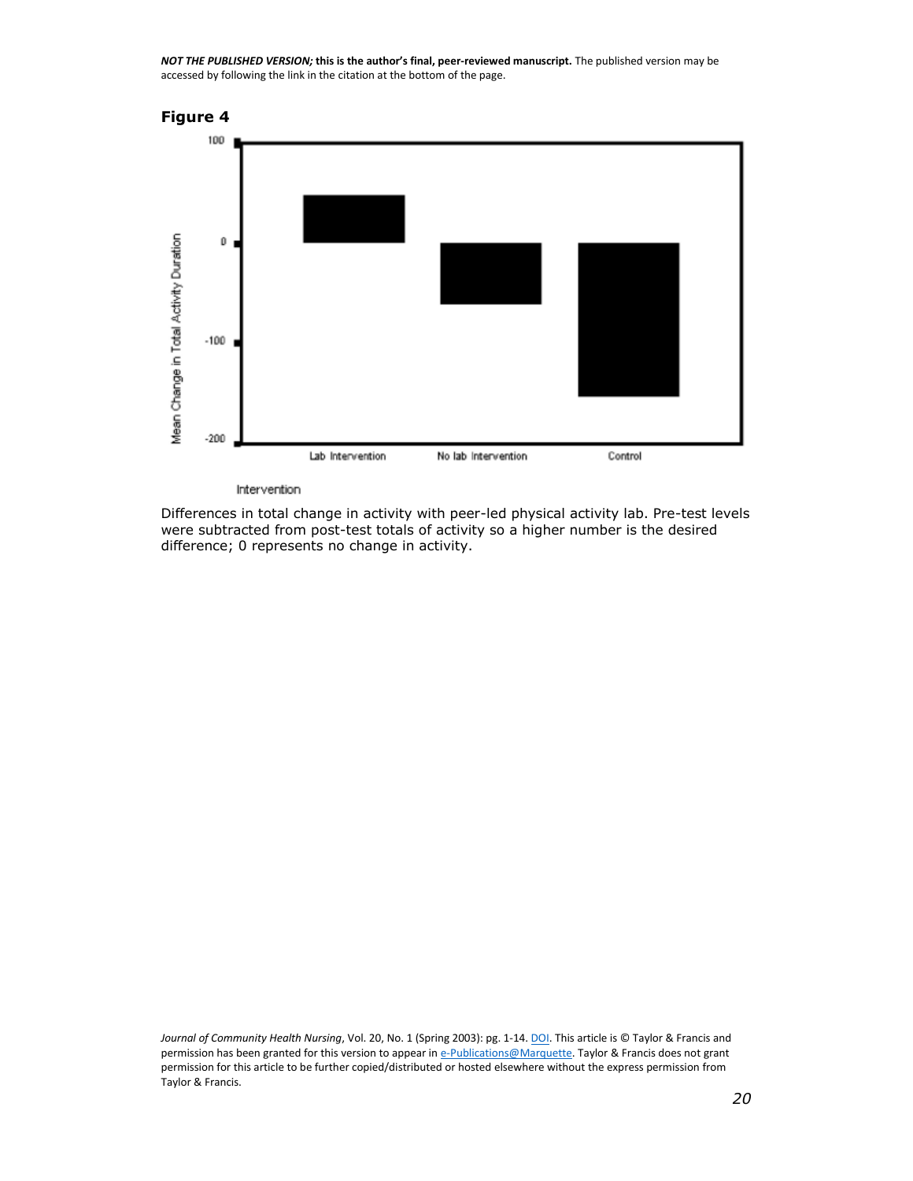**Figure 4**

Mean Change in Total Activity Duration

100

0

-100

-200

Lab Intervention

No lab Intervention

Control

Intervention

Differences in total change in activity with peer-led physical activity lab. Pre-test levels were subtracted from post-test totals of activity so a higher number is the desired difference; 0 represents no change in activity.